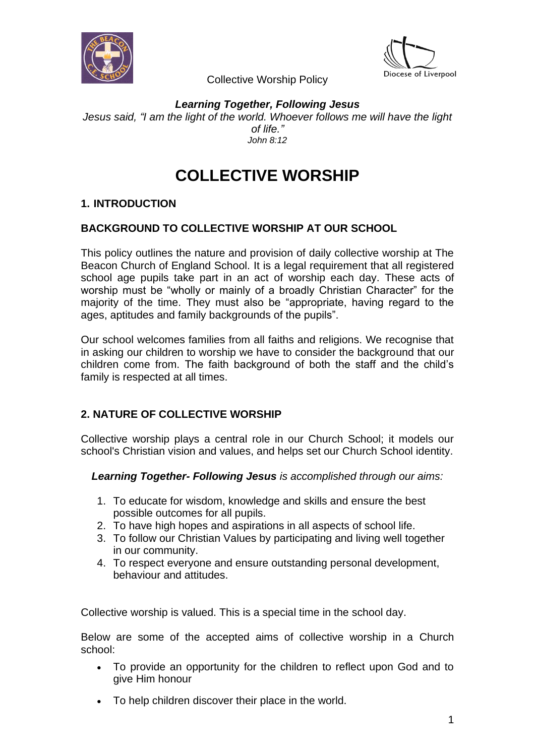Collective Worship Policy

***Learning Together, Following Jesus***

*Jesus said, "I am the light of the world. Whoever follows me will have the light of life."*
*John 8:12*

# COLLECTIVE WORSHIP

## 1. INTRODUCTION

### BACKGROUND TO COLLECTIVE WORSHIP AT OUR SCHOOL

This policy outlines the nature and provision of daily collective worship at The Beacon Church of England School. It is a legal requirement that all registered school age pupils take part in an act of worship each day. These acts of worship must be "wholly or mainly of a broadly Christian Character" for the majority of the time. They must also be "appropriate, having regard to the ages, aptitudes and family backgrounds of the pupils".

Our school welcomes families from all faiths and religions. We recognise that in asking our children to worship we have to consider the background that our children come from. The faith background of both the staff and the child's family is respected at all times.

## 2. NATURE OF COLLECTIVE WORSHIP

Collective worship plays a central role in our Church School; it models our school's Christian vision and values, and helps set our Church School identity.

***Learning Together- Following Jesus*** *is accomplished through our aims:*

1. To educate for wisdom, knowledge and skills and ensure the best possible outcomes for all pupils.
2. To have high hopes and aspirations in all aspects of school life.
3. To follow our Christian Values by participating and living well together in our community.
4. To respect everyone and ensure outstanding personal development, behaviour and attitudes.

Collective worship is valued. This is a special time in the school day.

Below are some of the accepted aims of collective worship in a Church school:

- To provide an opportunity for the children to reflect upon God and to give Him honour
- To help children discover their place in the world.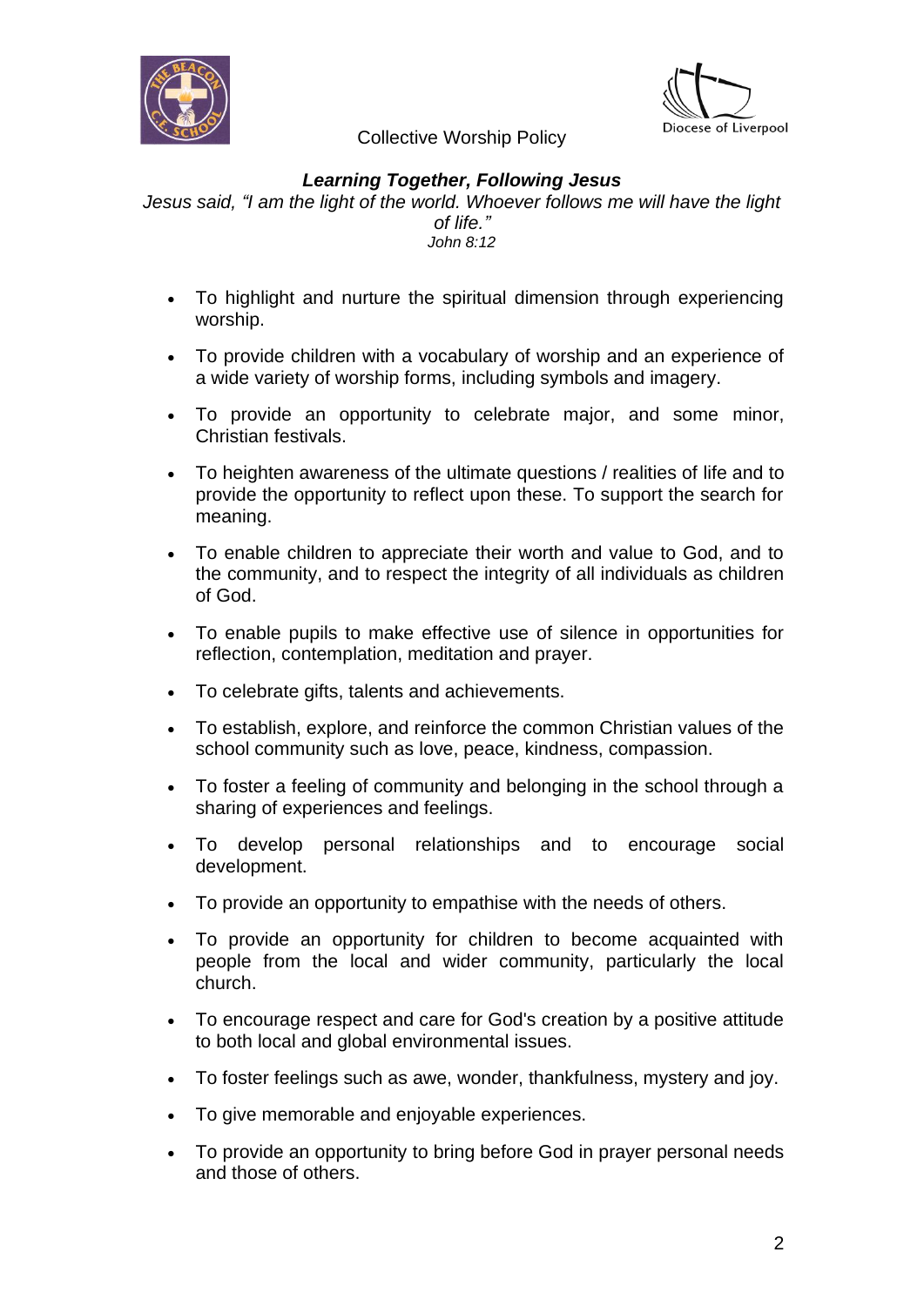Collective Worship Policy

***Learning Together, Following Jesus***

*Jesus said, "I am the light of the world. Whoever follows me will have the light of life."*
*John 8:12*

- To highlight and nurture the spiritual dimension through experiencing worship.
- To provide children with a vocabulary of worship and an experience of a wide variety of worship forms, including symbols and imagery.
- To provide an opportunity to celebrate major, and some minor, Christian festivals.
- To heighten awareness of the ultimate questions / realities of life and to provide the opportunity to reflect upon these. To support the search for meaning.
- To enable children to appreciate their worth and value to God, and to the community, and to respect the integrity of all individuals as children of God.
- To enable pupils to make effective use of silence in opportunities for reflection, contemplation, meditation and prayer.
- To celebrate gifts, talents and achievements.
- To establish, explore, and reinforce the common Christian values of the school community such as love, peace, kindness, compassion.
- To foster a feeling of community and belonging in the school through a sharing of experiences and feelings.
- To develop personal relationships and to encourage social development.
- To provide an opportunity to empathise with the needs of others.
- To provide an opportunity for children to become acquainted with people from the local and wider community, particularly the local church.
- To encourage respect and care for God's creation by a positive attitude to both local and global environmental issues.
- To foster feelings such as awe, wonder, thankfulness, mystery and joy.
- To give memorable and enjoyable experiences.
- To provide an opportunity to bring before God in prayer personal needs and those of others.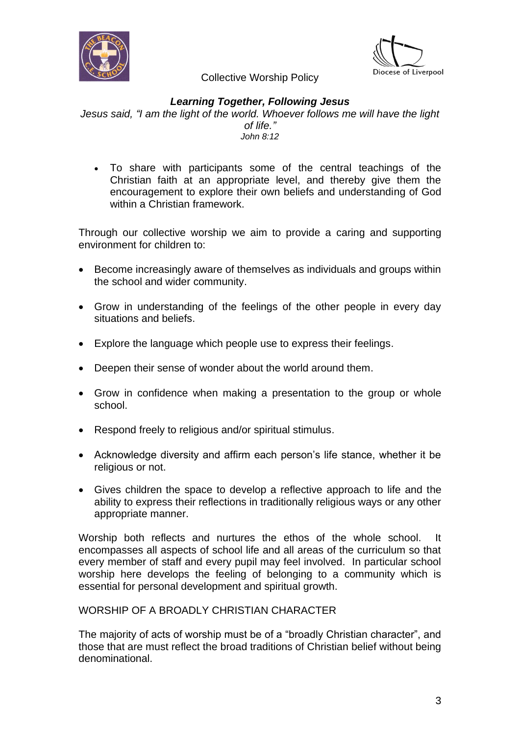Collective Worship Policy

***Learning Together, Following Jesus***

*Jesus said, "I am the light of the world. Whoever follows me will have the light of life."*
*John 8:12*

- To share with participants some of the central teachings of the Christian faith at an appropriate level, and thereby give them the encouragement to explore their own beliefs and understanding of God within a Christian framework.

Through our collective worship we aim to provide a caring and supporting environment for children to:

- Become increasingly aware of themselves as individuals and groups within the school and wider community.
- Grow in understanding of the feelings of the other people in every day situations and beliefs.
- Explore the language which people use to express their feelings.
- Deepen their sense of wonder about the world around them.
- Grow in confidence when making a presentation to the group or whole school.
- Respond freely to religious and/or spiritual stimulus.
- Acknowledge diversity and affirm each person's life stance, whether it be religious or not.
- Gives children the space to develop a reflective approach to life and the ability to express their reflections in traditionally religious ways or any other appropriate manner.

Worship both reflects and nurtures the ethos of the whole school. It encompasses all aspects of school life and all areas of the curriculum so that every member of staff and every pupil may feel involved. In particular school worship here develops the feeling of belonging to a community which is essential for personal development and spiritual growth.

## WORSHIP OF A BROADLY CHRISTIAN CHARACTER

The majority of acts of worship must be of a "broadly Christian character", and those that are must reflect the broad traditions of Christian belief without being denominational.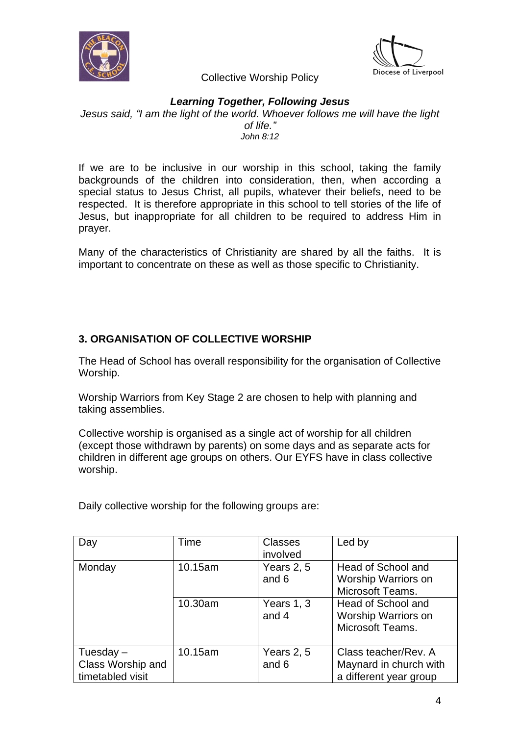Collective Worship Policy

***Learning Together, Following Jesus***

*Jesus said, "I am the light of the world. Whoever follows me will have the light of life."*
*John 8:12*

If we are to be inclusive in our worship in this school, taking the family backgrounds of the children into consideration, then, when according a special status to Jesus Christ, all pupils, whatever their beliefs, need to be respected. It is therefore appropriate in this school to tell stories of the life of Jesus, but inappropriate for all children to be required to address Him in prayer.

Many of the characteristics of Christianity are shared by all the faiths. It is important to concentrate on these as well as those specific to Christianity.

## 3. ORGANISATION OF COLLECTIVE WORSHIP

The Head of School has overall responsibility for the organisation of Collective Worship.

Worship Warriors from Key Stage 2 are chosen to help with planning and taking assemblies.

Collective worship is organised as a single act of worship for all children (except those withdrawn by parents) on some days and as separate acts for children in different age groups on others. Our EYFS have in class collective worship.

Daily collective worship for the following groups are:

| Day | Time | Classes involved | Led by |
|---|---|---|---|
| Monday | 10.15am | Years 2, 5 and 6 | Head of School and Worship Warriors on Microsoft Teams. |
| | 10.30am | Years 1, 3 and 4 | Head of School and Worship Warriors on Microsoft Teams. |
| Tuesday – Class Worship and timetabled visit | 10.15am | Years 2, 5 and 6 | Class teacher/Rev. A Maynard in church with a different year group |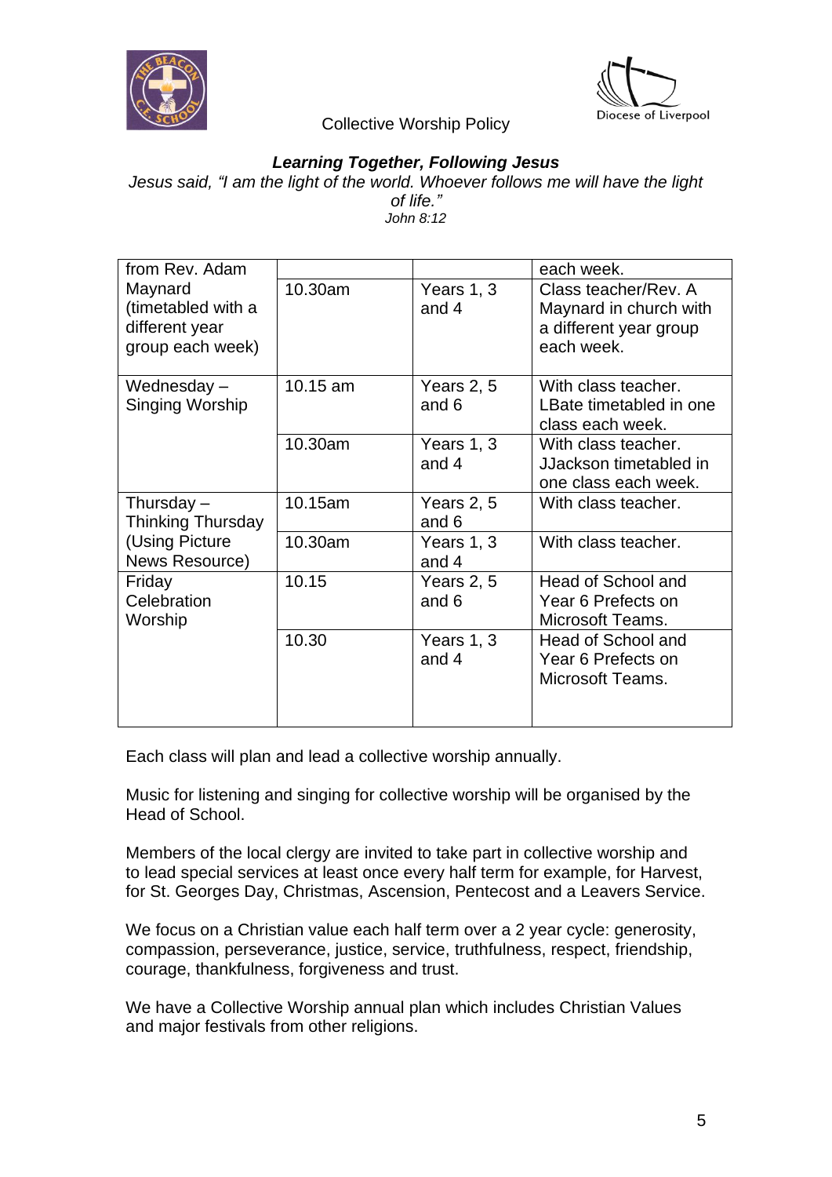| | | | |
|---|---|---|---|
| from Rev. Adam Maynard (timetabled with a different year group each week) | | | each week. |
| | 10.30am | Years 1, 3 and 4 | Class teacher/Rev. A Maynard in church with a different year group each week. |
| Wednesday – Singing Worship | 10.15 am | Years 2, 5 and 6 | With class teacher. LBate timetabled in one class each week. |
| | 10.30am | Years 1, 3 and 4 | With class teacher. JJackson timetabled in one class each week. |
| Thursday – Thinking Thursday (Using Picture News Resource) | 10.15am | Years 2, 5 and 6 | With class teacher. |
| | 10.30am | Years 1, 3 and 4 | With class teacher. |
| Friday Celebration Worship | 10.15 | Years 2, 5 and 6 | Head of School and Year 6 Prefects on Microsoft Teams. |
| | 10.30 | Years 1, 3 and 4 | Head of School and Year 6 Prefects on Microsoft Teams. |

Each class will plan and lead a collective worship annually.

Music for listening and singing for collective worship will be organised by the Head of School.

Members of the local clergy are invited to take part in collective worship and to lead special services at least once every half term for example, for Harvest, for St. Georges Day, Christmas, Ascension, Pentecost and a Leavers Service.

We focus on a Christian value each half term over a 2 year cycle: generosity, compassion, perseverance, justice, service, truthfulness, respect, friendship, courage, thankfulness, forgiveness and trust.

We have a Collective Worship annual plan which includes Christian Values and major festivals from other religions.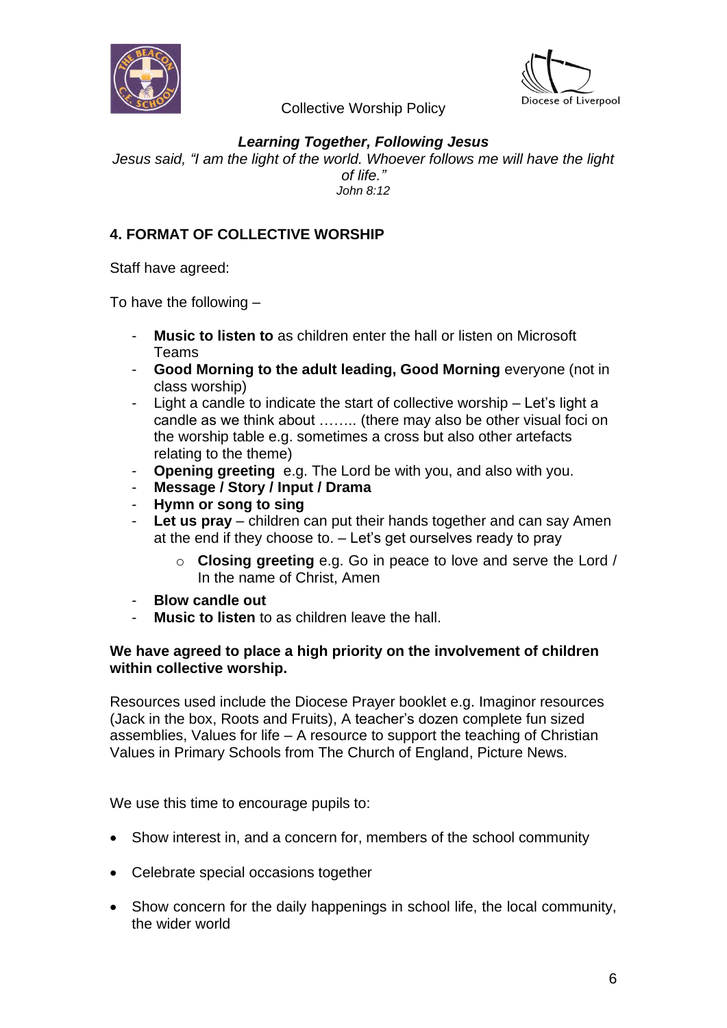Collective Worship Policy

***Learning Together, Following Jesus***

*Jesus said, "I am the light of the world. Whoever follows me will have the light of life."*
*John 8:12*

## 4. FORMAT OF COLLECTIVE WORSHIP

Staff have agreed:

To have the following –

- **Music to listen to** as children enter the hall or listen on Microsoft Teams
- **Good Morning to the adult leading, Good Morning** everyone (not in class worship)
- Light a candle to indicate the start of collective worship – Let's light a candle as we think about …….. (there may also be other visual foci on the worship table e.g. sometimes a cross but also other artefacts relating to the theme)
- **Opening greeting** e.g. The Lord be with you, and also with you.
- **Message / Story / Input / Drama**
- **Hymn or song to sing**
- **Let us pray** – children can put their hands together and can say Amen at the end if they choose to. – Let's get ourselves ready to pray
    - **Closing greeting** e.g. Go in peace to love and serve the Lord / In the name of Christ, Amen
- **Blow candle out**
- **Music to listen** to as children leave the hall.

**We have agreed to place a high priority on the involvement of children within collective worship.**

Resources used include the Diocese Prayer booklet e.g. Imaginor resources (Jack in the box, Roots and Fruits), A teacher's dozen complete fun sized assemblies, Values for life – A resource to support the teaching of Christian Values in Primary Schools from The Church of England, Picture News.

We use this time to encourage pupils to:

- Show interest in, and a concern for, members of the school community
- Celebrate special occasions together
- Show concern for the daily happenings in school life, the local community, the wider world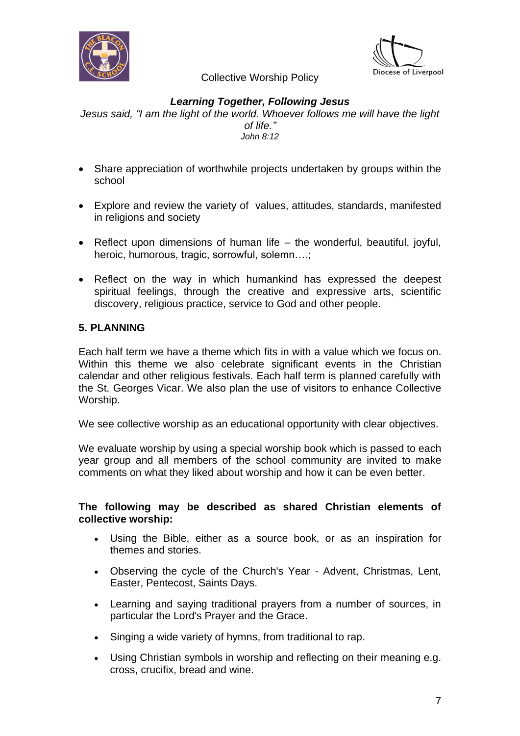- Share appreciation of worthwhile projects undertaken by groups within the school

- Explore and review the variety of values, attitudes, standards, manifested in religions and society

- Reflect upon dimensions of human life – the wonderful, beautiful, joyful, heroic, humorous, tragic, sorrowful, solemn….;

- Reflect on the way in which humankind has expressed the deepest spiritual feelings, through the creative and expressive arts, scientific discovery, religious practice, service to God and other people.

## 5. PLANNING

Each half term we have a theme which fits in with a value which we focus on. Within this theme we also celebrate significant events in the Christian calendar and other religious festivals. Each half term is planned carefully with the St. Georges Vicar. We also plan the use of visitors to enhance Collective Worship.

We see collective worship as an educational opportunity with clear objectives.

We evaluate worship by using a special worship book which is passed to each year group and all members of the school community are invited to make comments on what they liked about worship and how it can be even better.

**The following may be described as shared Christian elements of collective worship:**

- Using the Bible, either as a source book, or as an inspiration for themes and stories.

- Observing the cycle of the Church's Year - Advent, Christmas, Lent, Easter, Pentecost, Saints Days.

- Learning and saying traditional prayers from a number of sources, in particular the Lord's Prayer and the Grace.

- Singing a wide variety of hymns, from traditional to rap.

- Using Christian symbols in worship and reflecting on their meaning e.g. cross, crucifix, bread and wine.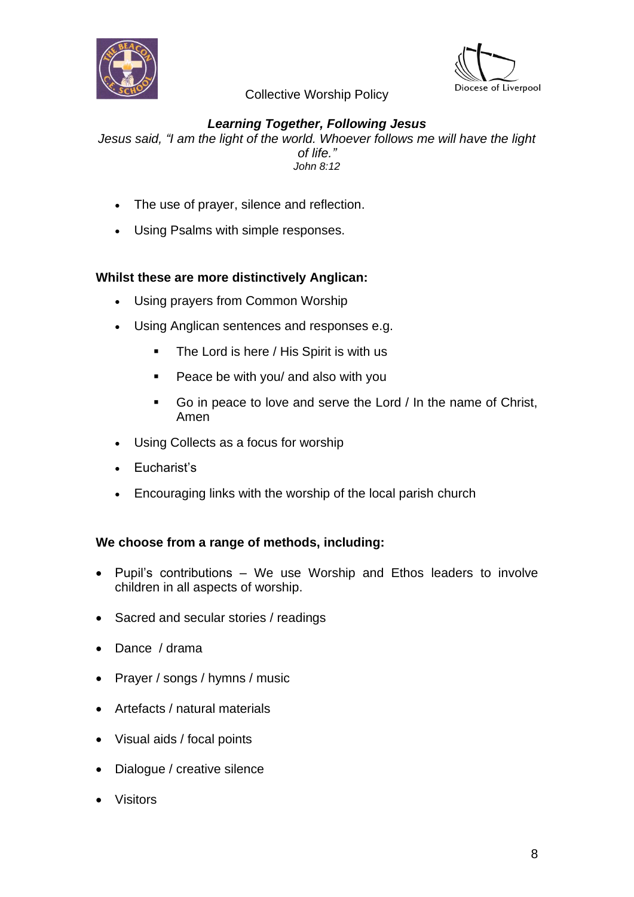Collective Worship Policy

***Learning Together, Following Jesus***

*Jesus said, "I am the light of the world. Whoever follows me will have the light of life."*
*John 8:12*

- The use of prayer, silence and reflection.
- Using Psalms with simple responses.

**Whilst these are more distinctively Anglican:**

- Using prayers from Common Worship
- Using Anglican sentences and responses e.g.
  - The Lord is here / His Spirit is with us
  - Peace be with you/ and also with you
  - Go in peace to love and serve the Lord / In the name of Christ, Amen
- Using Collects as a focus for worship
- Eucharist's
- Encouraging links with the worship of the local parish church

**We choose from a range of methods, including:**

- Pupil's contributions – We use Worship and Ethos leaders to involve children in all aspects of worship.
- Sacred and secular stories / readings
- Dance / drama
- Prayer / songs / hymns / music
- Artefacts / natural materials
- Visual aids / focal points
- Dialogue / creative silence
- Visitors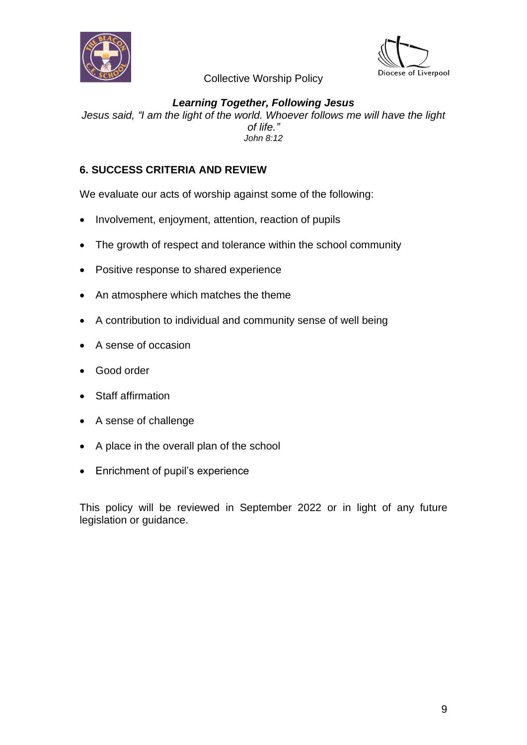## 6. SUCCESS CRITERIA AND REVIEW

We evaluate our acts of worship against some of the following:

- Involvement, enjoyment, attention, reaction of pupils
- The growth of respect and tolerance within the school community
- Positive response to shared experience
- An atmosphere which matches the theme
- A contribution to individual and community sense of well being
- A sense of occasion
- Good order
- Staff affirmation
- A sense of challenge
- A place in the overall plan of the school
- Enrichment of pupil's experience

This policy will be reviewed in September 2022 or in light of any future legislation or guidance.